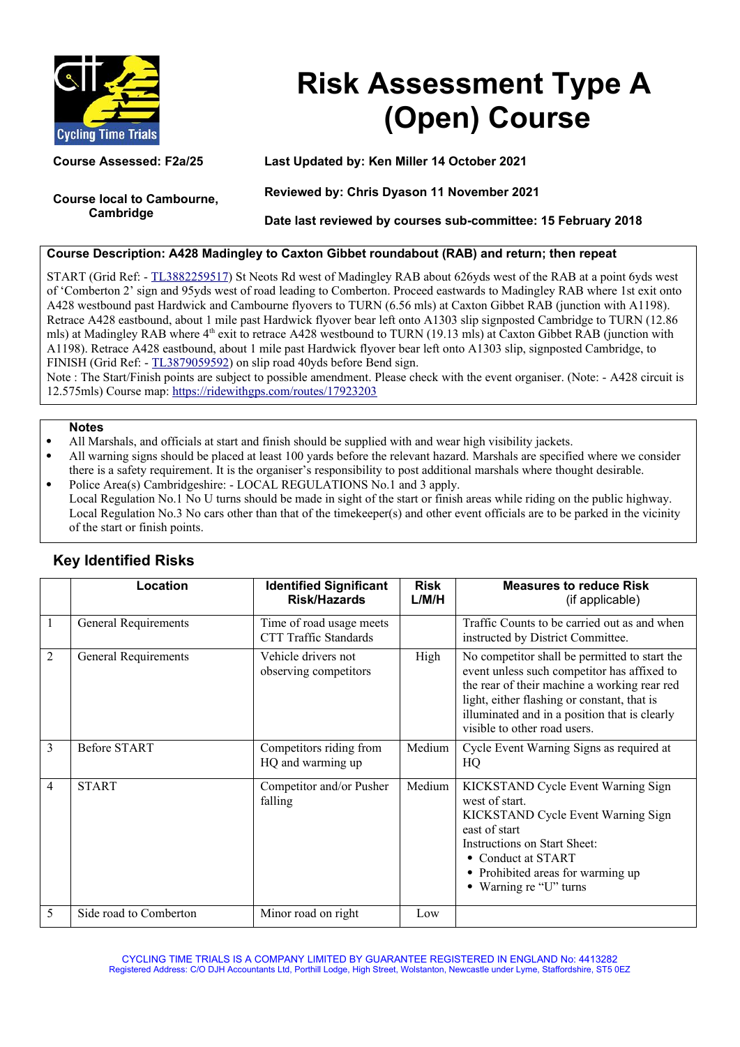# Risk Assessment Type A (Open) Course

**Course Assessed: F2a/25**

**Course local to Cambourne, Cambridge**

**Last Updated by: Ken Miller 14 October 2021**

**Reviewed by: Chris Dyason 11 November 2021**

**Date last reviewed by courses sub-committee: 15 February 2018**

**Course Description: A428 Madingley to Caxton Gibbet roundabout (RAB) and return; then repeat**

START (Grid Ref: - TL3882259517) St Neots Rd west of Madingley RAB about 626yds west of the RAB at a point 6yds west of 'Comberton 2' sign and 95yds west of road leading to Comberton. Proceed eastwards to Madingley RAB where 1st exit onto A428 westbound past Hardwick and Cambourne flyovers to TURN (6.56 mls) at Caxton Gibbet RAB (junction with A1198). Retrace A428 eastbound, about 1 mile past Hardwick flyover bear left onto A1303 slip signposted Cambridge to TURN (12.86 mls) at Madingley RAB where 4th exit to retrace A428 westbound to TURN (19.13 mls) at Caxton Gibbet RAB (junction with A1198). Retrace A428 eastbound, about 1 mile past Hardwick flyover bear left onto A1303 slip, signposted Cambridge, to FINISH (Grid Ref: - TL3879059592) on slip road 40yds before Bend sign.
Note : The Start/Finish points are subject to possible amendment. Please check with the event organiser. (Note: - A428 circuit is 12.575mls) Course map: https://ridewithgps.com/routes/17923203

**Notes**

- All Marshals, and officials at start and finish should be supplied with and wear high visibility jackets.
- All warning signs should be placed at least 100 yards before the relevant hazard. Marshals are specified where we consider there is a safety requirement. It is the organiser's responsibility to post additional marshals where thought desirable.
- Police Area(s) Cambridgeshire: - LOCAL REGULATIONS No.1 and 3 apply.
  Local Regulation No.1 No U turns should be made in sight of the start or finish areas while riding on the public highway.
  Local Regulation No.3 No cars other than that of the timekeeper(s) and other event officials are to be parked in the vicinity of the start or finish points.

## Key Identified Risks

| | Location | Identified Significant Risk/Hazards | Risk L/M/H | Measures to reduce Risk (if applicable) |
|---|---|---|---|---|
| 1 | General Requirements | Time of road usage meets CTT Traffic Standards | | Traffic Counts to be carried out as and when instructed by District Committee. |
| 2 | General Requirements | Vehicle drivers not observing competitors | High | No competitor shall be permitted to start the event unless such competitor has affixed to the rear of their machine a working rear red light, either flashing or constant, that is illuminated and in a position that is clearly visible to other road users. |
| 3 | Before START | Competitors riding from HQ and warming up | Medium | Cycle Event Warning Signs as required at HQ |
| 4 | START | Competitor and/or Pusher falling | Medium | KICKSTAND Cycle Event Warning Sign west of start.<br>KICKSTAND Cycle Event Warning Sign east of start<br>Instructions on Start Sheet:<br>• Conduct at START<br>• Prohibited areas for warming up<br>• Warning re "U" turns |
| 5 | Side road to Comberton | Minor road on right | Low | |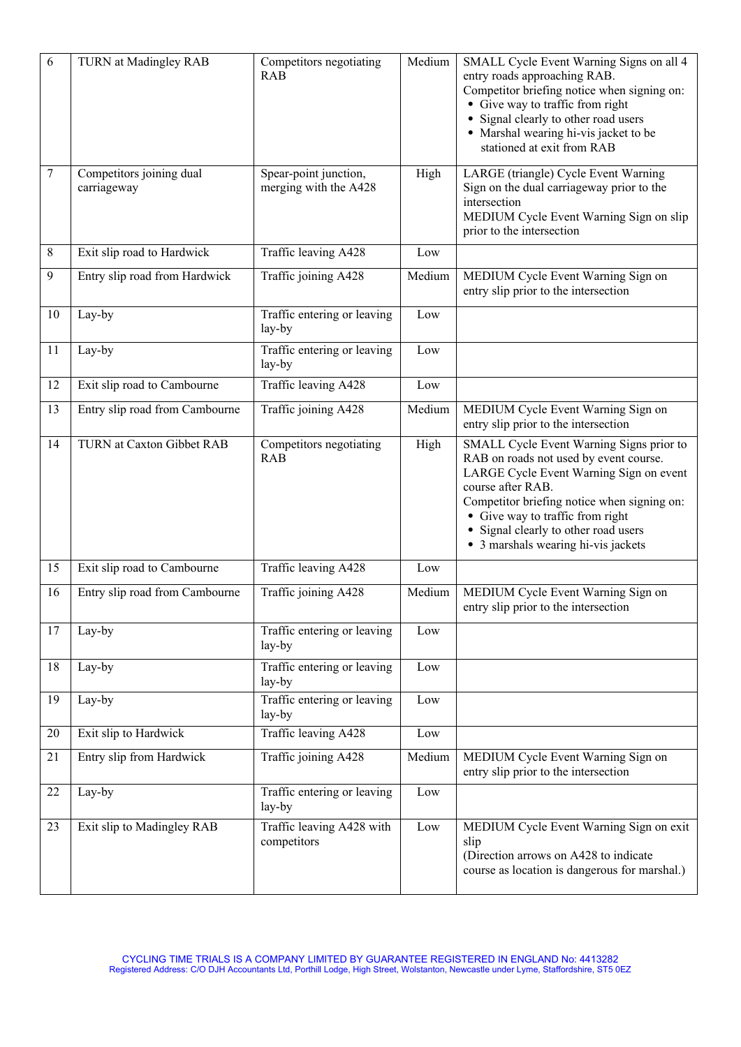| 6 | TURN at Madingley RAB | Competitors negotiating RAB | Medium | SMALL Cycle Event Warning Signs on all 4 entry roads approaching RAB.<br>Competitor briefing notice when signing on:<br>• Give way to traffic from right<br>• Signal clearly to other road users<br>• Marshal wearing hi-vis jacket to be stationed at exit from RAB |
|---|---|---|---|---|
| 7 | Competitors joining dual carriageway | Spear-point junction, merging with the A428 | High | LARGE (triangle) Cycle Event Warning Sign on the dual carriageway prior to the intersection<br>MEDIUM Cycle Event Warning Sign on slip prior to the intersection |
| 8 | Exit slip road to Hardwick | Traffic leaving A428 | Low | |
| 9 | Entry slip road from Hardwick | Traffic joining A428 | Medium | MEDIUM Cycle Event Warning Sign on entry slip prior to the intersection |
| 10 | Lay-by | Traffic entering or leaving lay-by | Low | |
| 11 | Lay-by | Traffic entering or leaving lay-by | Low | |
| 12 | Exit slip road to Cambourne | Traffic leaving A428 | Low | |
| 13 | Entry slip road from Cambourne | Traffic joining A428 | Medium | MEDIUM Cycle Event Warning Sign on entry slip prior to the intersection |
| 14 | TURN at Caxton Gibbet RAB | Competitors negotiating RAB | High | SMALL Cycle Event Warning Signs prior to RAB on roads not used by event course.<br>LARGE Cycle Event Warning Sign on event course after RAB.<br>Competitor briefing notice when signing on:<br>• Give way to traffic from right<br>• Signal clearly to other road users<br>• 3 marshals wearing hi-vis jackets |
| 15 | Exit slip road to Cambourne | Traffic leaving A428 | Low | |
| 16 | Entry slip road from Cambourne | Traffic joining A428 | Medium | MEDIUM Cycle Event Warning Sign on entry slip prior to the intersection |
| 17 | Lay-by | Traffic entering or leaving lay-by | Low | |
| 18 | Lay-by | Traffic entering or leaving lay-by | Low | |
| 19 | Lay-by | Traffic entering or leaving lay-by | Low | |
| 20 | Exit slip to Hardwick | Traffic leaving A428 | Low | |
| 21 | Entry slip from Hardwick | Traffic joining A428 | Medium | MEDIUM Cycle Event Warning Sign on entry slip prior to the intersection |
| 22 | Lay-by | Traffic entering or leaving lay-by | Low | |
| 23 | Exit slip to Madingley RAB | Traffic leaving A428 with competitors | Low | MEDIUM Cycle Event Warning Sign on exit slip<br>(Direction arrows on A428 to indicate course as location is dangerous for marshal.) |

CYCLING TIME TRIALS IS A COMPANY LIMITED BY GUARANTEE REGISTERED IN ENGLAND No: 4413282
Registered Address: C/O DJH Accountants Ltd, Porthill Lodge, High Street, Wolstanton, Newcastle under Lyme, Staffordshire, ST5 0EZ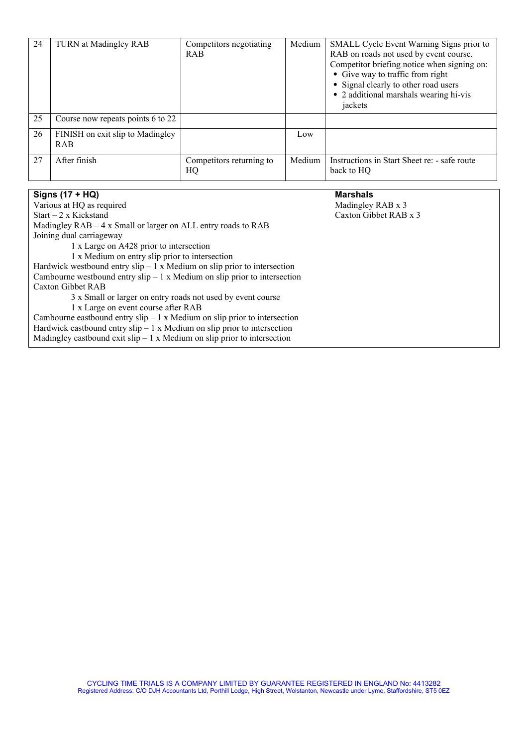| | | | | |
|---|---|---|---|---|
| 24 | TURN at Madingley RAB | Competitors negotiating RAB | Medium | SMALL Cycle Event Warning Signs prior to RAB on roads not used by event course.<br>Competitor briefing notice when signing on:<br>• Give way to traffic from right<br>• Signal clearly to other road users<br>• 2 additional marshals wearing hi-vis jackets |
| 25 | Course now repeats points 6 to 22 | | | |
| 26 | FINISH on exit slip to Madingley RAB | | Low | |
| 27 | After finish | Competitors returning to HQ | Medium | Instructions in Start Sheet re: - safe route back to HQ |

**Signs (17 + HQ)**

Various at HQ as required
Start – 2 x Kickstand
Madingley RAB – 4 x Small or larger on ALL entry roads to RAB
Joining dual carriageway
- 1 x Large on A428 prior to intersection
- 1 x Medium on entry slip prior to intersection

Hardwick westbound entry slip – 1 x Medium on slip prior to intersection
Cambourne westbound entry slip – 1 x Medium on slip prior to intersection
Caxton Gibbet RAB
- 3 x Small or larger on entry roads not used by event course
- 1 x Large on event course after RAB

Cambourne eastbound entry slip – 1 x Medium on slip prior to intersection
Hardwick eastbound entry slip – 1 x Medium on slip prior to intersection
Madingley eastbound exit slip – 1 x Medium on slip prior to intersection

**Marshals**

Madingley RAB x 3
Caxton Gibbet RAB x 3

CYCLING TIME TRIALS IS A COMPANY LIMITED BY GUARANTEE REGISTERED IN ENGLAND No: 4413282
Registered Address: C/O DJH Accountants Ltd, Porthill Lodge, High Street, Wolstanton, Newcastle under Lyme, Staffordshire, ST5 0EZ